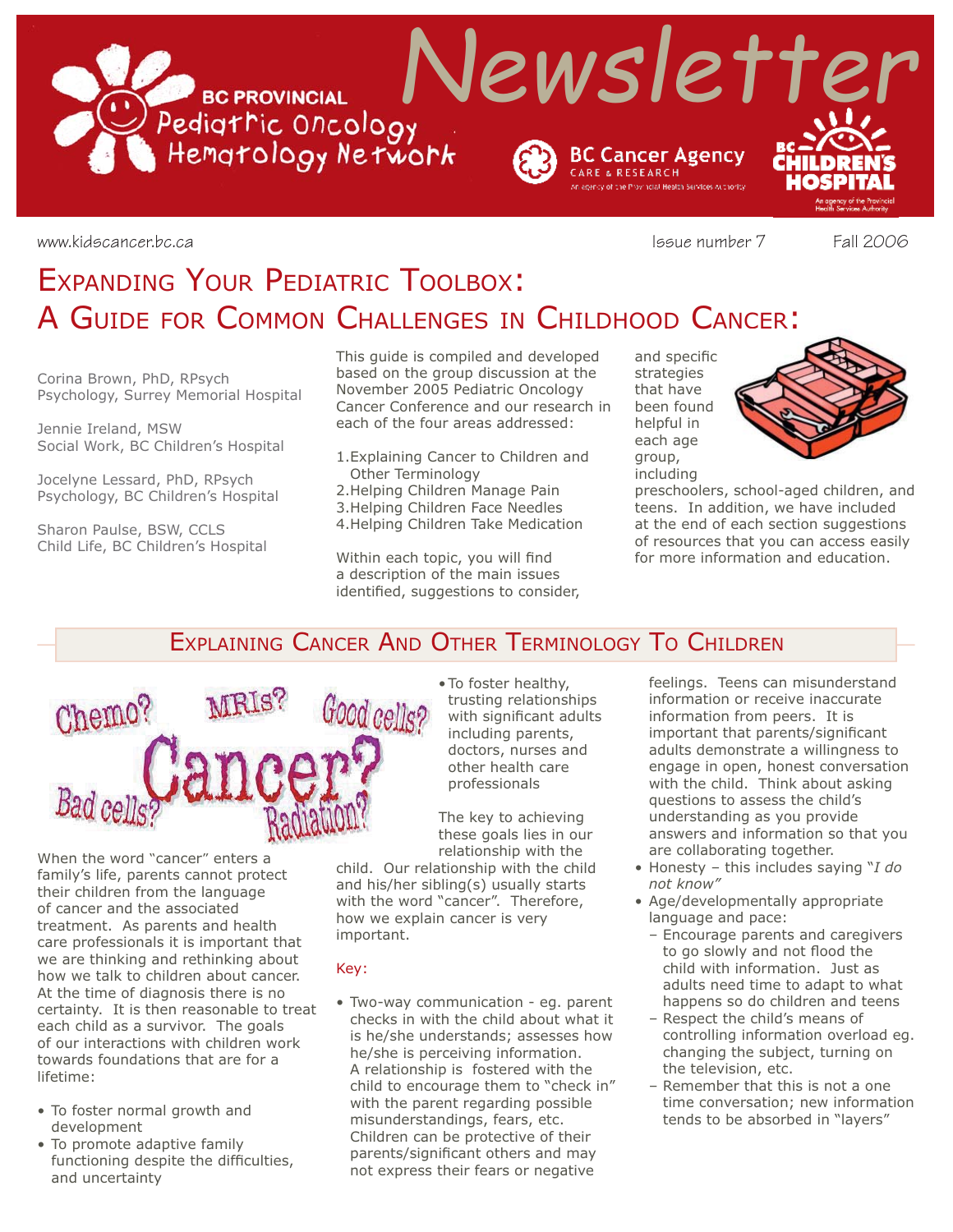# Newsletter

BC PROVINCIAL Pediatric Oncology Hematology Network

www.kidscancer.bc.ca

Issue number 7 Fall 2006

# Expanding Your Pediatric Toolbox: A Guide for Common Challenges in Childhood Cancer:

Corina Brown, PhD, RPsych
Psychology, Surrey Memorial Hospital

Jennie Ireland, MSW
Social Work, BC Children's Hospital

Jocelyne Lessard, PhD, RPsych
Psychology, BC Children's Hospital

Sharon Paulse, BSW, CCLS
Child Life, BC Children's Hospital

This guide is compiled and developed based on the group discussion at the November 2005 Pediatric Oncology Cancer Conference and our research in each of the four areas addressed:

1. Explaining Cancer to Children and Other Terminology
2. Helping Children Manage Pain
3. Helping Children Face Needles
4. Helping Children Take Medication

Within each topic, you will find a description of the main issues identified, suggestions to consider, and specific strategies that have been found helpful in each age group, including preschoolers, school-aged children, and teens. In addition, we have included at the end of each section suggestions of resources that you can access easily for more information and education.

## Explaining Cancer And Other Terminology To Children

When the word "cancer" enters a family's life, parents cannot protect their children from the language of cancer and the associated treatment. As parents and health care professionals it is important that we are thinking and rethinking about how we talk to children about cancer. At the time of diagnosis there is no certainty. It is then reasonable to treat each child as a survivor. The goals of our interactions with children work towards foundations that are for a lifetime:

- To foster normal growth and development
- To promote adaptive family functioning despite the difficulties, and uncertainty
- To foster healthy, trusting relationships with significant adults including parents, doctors, nurses and other health care professionals

The key to achieving these goals lies in our relationship with the child. Our relationship with the child and his/her sibling(s) usually starts with the word "cancer". Therefore, how we explain cancer is very important.

Key:

- Two-way communication - eg. parent checks in with the child about what it is he/she understands; assesses how he/she is perceiving information. A relationship is fostered with the child to encourage them to "check in" with the parent regarding possible misunderstandings, fears, etc. Children can be protective of their parents/significant others and may not express their fears or negative feelings. Teens can misunderstand information or receive inaccurate information from peers. It is important that parents/significant adults demonstrate a willingness to engage in open, honest conversation with the child. Think about asking questions to assess the child's understanding as you provide answers and information so that you are collaborating together.
- Honesty – this includes saying "*I do not know*"
- Age/developmentally appropriate language and pace:
  - Encourage parents and caregivers to go slowly and not flood the child with information. Just as adults need time to adapt to what happens so do children and teens
  - Respect the child's means of controlling information overload eg. changing the subject, turning on the television, etc.
  - Remember that this is not a one time conversation; new information tends to be absorbed in "layers"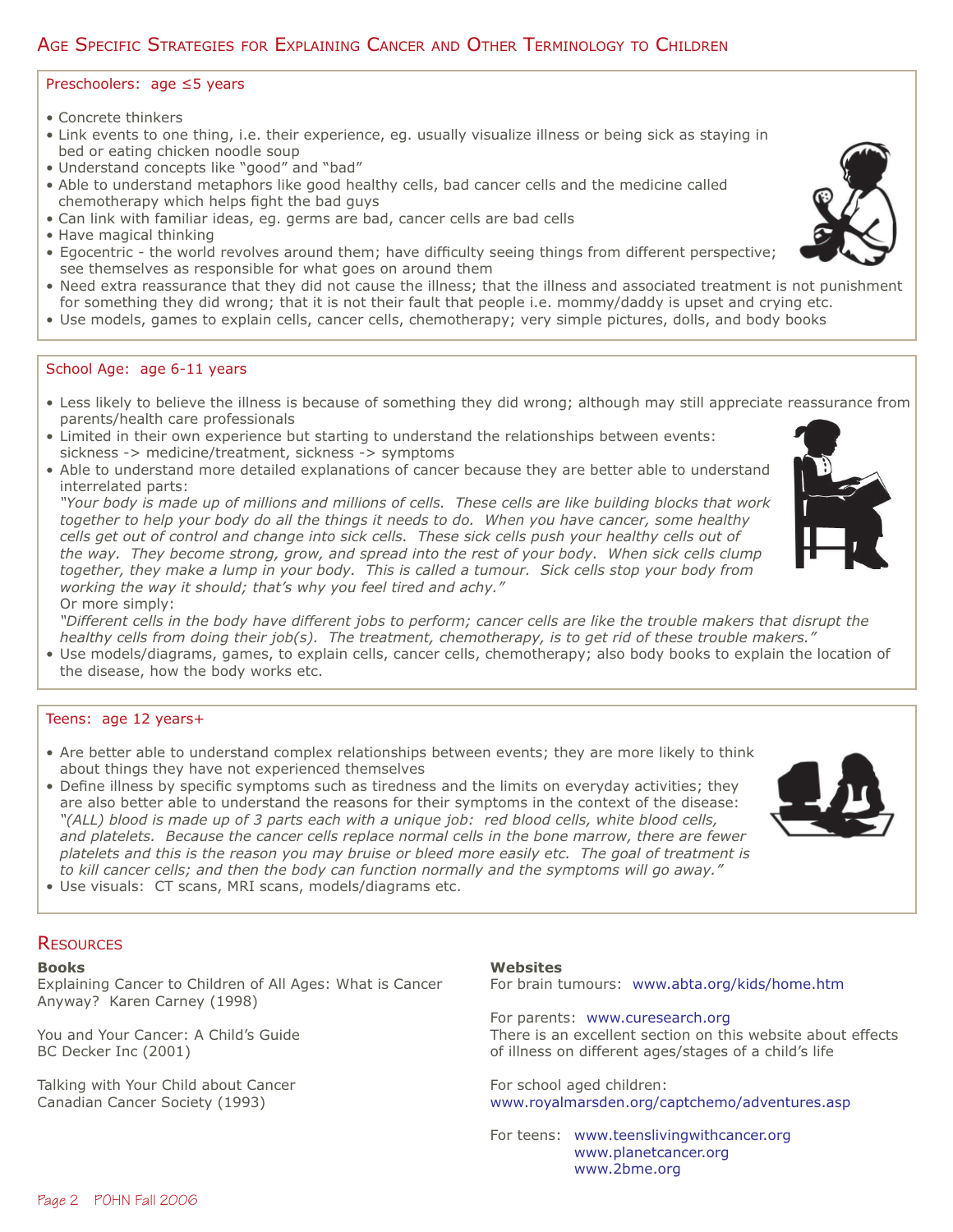## Age Specific Strategies for Explaining Cancer and Other Terminology to Children

### Preschoolers: age ≤5 years

- Concrete thinkers
- Link events to one thing, i.e. their experience, eg. usually visualize illness or being sick as staying in bed or eating chicken noodle soup
- Understand concepts like "good" and "bad"
- Able to understand metaphors like good healthy cells, bad cancer cells and the medicine called chemotherapy which helps fight the bad guys
- Can link with familiar ideas, eg. germs are bad, cancer cells are bad cells
- Have magical thinking
- Egocentric - the world revolves around them; have difficulty seeing things from different perspective; see themselves as responsible for what goes on around them
- Need extra reassurance that they did not cause the illness; that the illness and associated treatment is not punishment for something they did wrong; that it is not their fault that people i.e. mommy/daddy is upset and crying etc.
- Use models, games to explain cells, cancer cells, chemotherapy; very simple pictures, dolls, and body books

### School Age: age 6-11 years

- Less likely to believe the illness is because of something they did wrong; although may still appreciate reassurance from parents/health care professionals
- Limited in their own experience but starting to understand the relationships between events: sickness -> medicine/treatment, sickness -> symptoms
- Able to understand more detailed explanations of cancer because they are better able to understand interrelated parts:
  *"Your body is made up of millions and millions of cells. These cells are like building blocks that work together to help your body do all the things it needs to do. When you have cancer, some healthy cells get out of control and change into sick cells. These sick cells push your healthy cells out of the way. They become strong, grow, and spread into the rest of your body. When sick cells clump together, they make a lump in your body. This is called a tumour. Sick cells stop your body from working the way it should; that's why you feel tired and achy."*
  Or more simply:
  *"Different cells in the body have different jobs to perform; cancer cells are like the trouble makers that disrupt the healthy cells from doing their job(s). The treatment, chemotherapy, is to get rid of these trouble makers."*
- Use models/diagrams, games, to explain cells, cancer cells, chemotherapy; also body books to explain the location of the disease, how the body works etc.

### Teens: age 12 years+

- Are better able to understand complex relationships between events; they are more likely to think about things they have not experienced themselves
- Define illness by specific symptoms such as tiredness and the limits on everyday activities; they are also better able to understand the reasons for their symptoms in the context of the disease:
  *"(ALL) blood is made up of 3 parts each with a unique job: red blood cells, white blood cells, and platelets. Because the cancer cells replace normal cells in the bone marrow, there are fewer platelets and this is the reason you may bruise or bleed more easily etc. The goal of treatment is to kill cancer cells; and then the body can function normally and the symptoms will go away."*
- Use visuals: CT scans, MRI scans, models/diagrams etc.

## Resources

**Books**

Explaining Cancer to Children of All Ages: What is Cancer Anyway? Karen Carney (1998)

You and Your Cancer: A Child's Guide
BC Decker Inc (2001)

Talking with Your Child about Cancer
Canadian Cancer Society (1993)

**Websites**

For brain tumours: www.abta.org/kids/home.htm

For parents: www.curesearch.org
There is an excellent section on this website about effects of illness on different ages/stages of a child's life

For school aged children:
www.royalmarsden.org/captchemo/adventures.asp

For teens: www.teenslivingwithcancer.org
www.planetcancer.org
www.2bme.org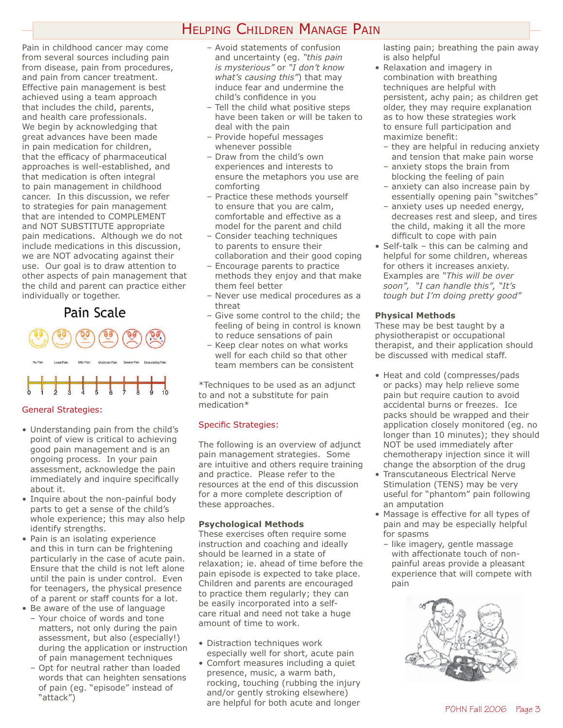# Helping Children Manage Pain

Pain in childhood cancer may come from several sources including pain from disease, pain from procedures, and pain from cancer treatment. Effective pain management is best achieved using a team approach that includes the child, parents, and health care professionals. We begin by acknowledging that great advances have been made in pain medication for children, that the efficacy of pharmaceutical approaches is well-established, and that medication is often integral to pain management in childhood cancer. In this discussion, we refer to strategies for pain management that are intended to COMPLEMENT and NOT SUBSTITUTE appropriate pain medications. Although we do not include medications in this discussion, we are NOT advocating against their use. Our goal is to draw attention to other aspects of pain management that the child and parent can practice either individually or together.

**Pain Scale**

No Pain | Least Pain | Mild Pain | Moderate Pain | Severe Pain | Excruciating Pain

0 1 2 3 4 5 6 7 8 9 10

## General Strategies:

- Understanding pain from the child's point of view is critical to achieving good pain management and is an ongoing process. In your pain assessment, acknowledge the pain immediately and inquire specifically about it.
- Inquire about the non-painful body parts to get a sense of the child's whole experience; this may also help identify strengths.
- Pain is an isolating experience and this in turn can be frightening particularly in the case of acute pain. Ensure that the child is not left alone until the pain is under control. Even for teenagers, the physical presence of a parent or staff counts for a lot.
- Be aware of the use of language
  - Your choice of words and tone matters, not only during the pain assessment, but also (especially!) during the application or instruction of pain management techniques
  - Opt for neutral rather than loaded words that can heighten sensations of pain (eg. "episode" instead of "attack")
  - Avoid statements of confusion and uncertainty (eg. *"this pain is mysterious"* or *"I don't know what's causing this"*) that may induce fear and undermine the child's confidence in you
  - Tell the child what positive steps have been taken or will be taken to deal with the pain
  - Provide hopeful messages whenever possible
  - Draw from the child's own experiences and interests to ensure the metaphors you use are comforting
  - Practice these methods yourself to ensure that you are calm, comfortable and effective as a model for the parent and child
  - Consider teaching techniques to parents to ensure their collaboration and their good coping
  - Encourage parents to practice methods they enjoy and that make them feel better
  - Never use medical procedures as a threat
  - Give some control to the child; the feeling of being in control is known to reduce sensations of pain
  - Keep clear notes on what works well for each child so that other team members can be consistent

*Techniques to be used as an adjunct to and not a substitute for pain medication*

## Specific Strategies:

The following is an overview of adjunct pain management strategies. Some are intuitive and others require training and practice. Please refer to the resources at the end of this discussion for a more complete description of these approaches.

### Psychological Methods

These exercises often require some instruction and coaching and ideally should be learned in a state of relaxation; ie. ahead of time before the pain episode is expected to take place. Children and parents are encouraged to practice them regularly; they can be easily incorporated into a self-care ritual and need not take a huge amount of time to work.

- Distraction techniques work especially well for short, acute pain
- Comfort measures including a quiet presence, music, a warm bath, rocking, touching (rubbing the injury and/or gently stroking elsewhere) are helpful for both acute and longer lasting pain; breathing the pain away is also helpful
- Relaxation and imagery in combination with breathing techniques are helpful with persistent, achy pain; as children get older, they may require explanation as to how these strategies work to ensure full participation and maximize benefit:
  - they are helpful in reducing anxiety and tension that make pain worse
  - anxiety stops the brain from blocking the feeling of pain
  - anxiety can also increase pain by essentially opening pain "switches"
  - anxiety uses up needed energy, decreases rest and sleep, and tires the child, making it all the more difficult to cope with pain
- Self-talk – this can be calming and helpful for some children, whereas for others it increases anxiety. Examples are *"This will be over soon", "I can handle this", "It's tough but I'm doing pretty good"*

### Physical Methods

These may be best taught by a physiotherapist or occupational therapist, and their application should be discussed with medical staff.

- Heat and cold (compresses/pads or packs) may help relieve some pain but require caution to avoid accidental burns or freezes. Ice packs should be wrapped and their application closely monitored (eg. no longer than 10 minutes); they should NOT be used immediately after chemotherapy injection since it will change the absorption of the drug
- Transcutaneous Electrical Nerve Stimulation (TENS) may be very useful for "phantom" pain following an amputation
- Massage is effective for all types of pain and may be especially helpful for spasms
  - like imagery, gentle massage with affectionate touch of non-painful areas provide a pleasant experience that will compete with pain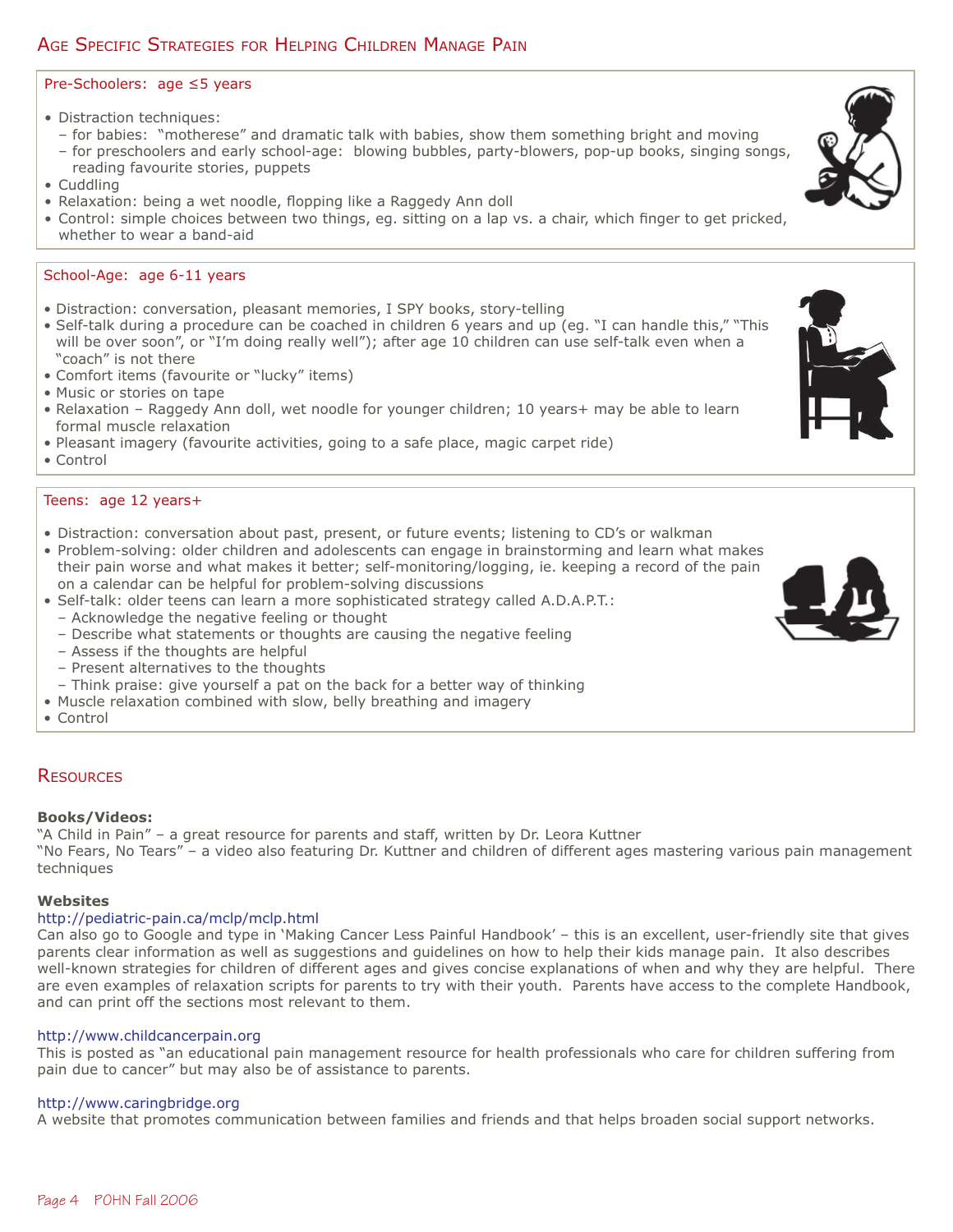## Age Specific Strategies for Helping Children Manage Pain

### Pre-Schoolers: age ≤5 years

- Distraction techniques:
  - for babies: "motherese" and dramatic talk with babies, show them something bright and moving
  - for preschoolers and early school-age: blowing bubbles, party-blowers, pop-up books, singing songs, reading favourite stories, puppets
- Cuddling
- Relaxation: being a wet noodle, flopping like a Raggedy Ann doll
- Control: simple choices between two things, eg. sitting on a lap vs. a chair, which finger to get pricked, whether to wear a band-aid

### School-Age: age 6-11 years

- Distraction: conversation, pleasant memories, I SPY books, story-telling
- Self-talk during a procedure can be coached in children 6 years and up (eg. "I can handle this," "This will be over soon", or "I'm doing really well"); after age 10 children can use self-talk even when a "coach" is not there
- Comfort items (favourite or "lucky" items)
- Music or stories on tape
- Relaxation – Raggedy Ann doll, wet noodle for younger children; 10 years+ may be able to learn formal muscle relaxation
- Pleasant imagery (favourite activities, going to a safe place, magic carpet ride)
- Control

### Teens: age 12 years+

- Distraction: conversation about past, present, or future events; listening to CD's or walkman
- Problem-solving: older children and adolescents can engage in brainstorming and learn what makes their pain worse and what makes it better; self-monitoring/logging, ie. keeping a record of the pain on a calendar can be helpful for problem-solving discussions
- Self-talk: older teens can learn a more sophisticated strategy called A.D.A.P.T.:
  - Acknowledge the negative feeling or thought
  - Describe what statements or thoughts are causing the negative feeling
  - Assess if the thoughts are helpful
  - Present alternatives to the thoughts
  - Think praise: give yourself a pat on the back for a better way of thinking
- Muscle relaxation combined with slow, belly breathing and imagery
- Control

## Resources

**Books/Videos:**

"A Child in Pain" – a great resource for parents and staff, written by Dr. Leora Kuttner
"No Fears, No Tears" – a video also featuring Dr. Kuttner and children of different ages mastering various pain management techniques

**Websites**

http://pediatric-pain.ca/mclp/mclp.html
Can also go to Google and type in 'Making Cancer Less Painful Handbook' – this is an excellent, user-friendly site that gives parents clear information as well as suggestions and guidelines on how to help their kids manage pain. It also describes well-known strategies for children of different ages and gives concise explanations of when and why they are helpful. There are even examples of relaxation scripts for parents to try with their youth. Parents have access to the complete Handbook, and can print off the sections most relevant to them.

http://www.childcancerpain.org
This is posted as "an educational pain management resource for health professionals who care for children suffering from pain due to cancer" but may also be of assistance to parents.

http://www.caringbridge.org
A website that promotes communication between families and friends and that helps broaden social support networks.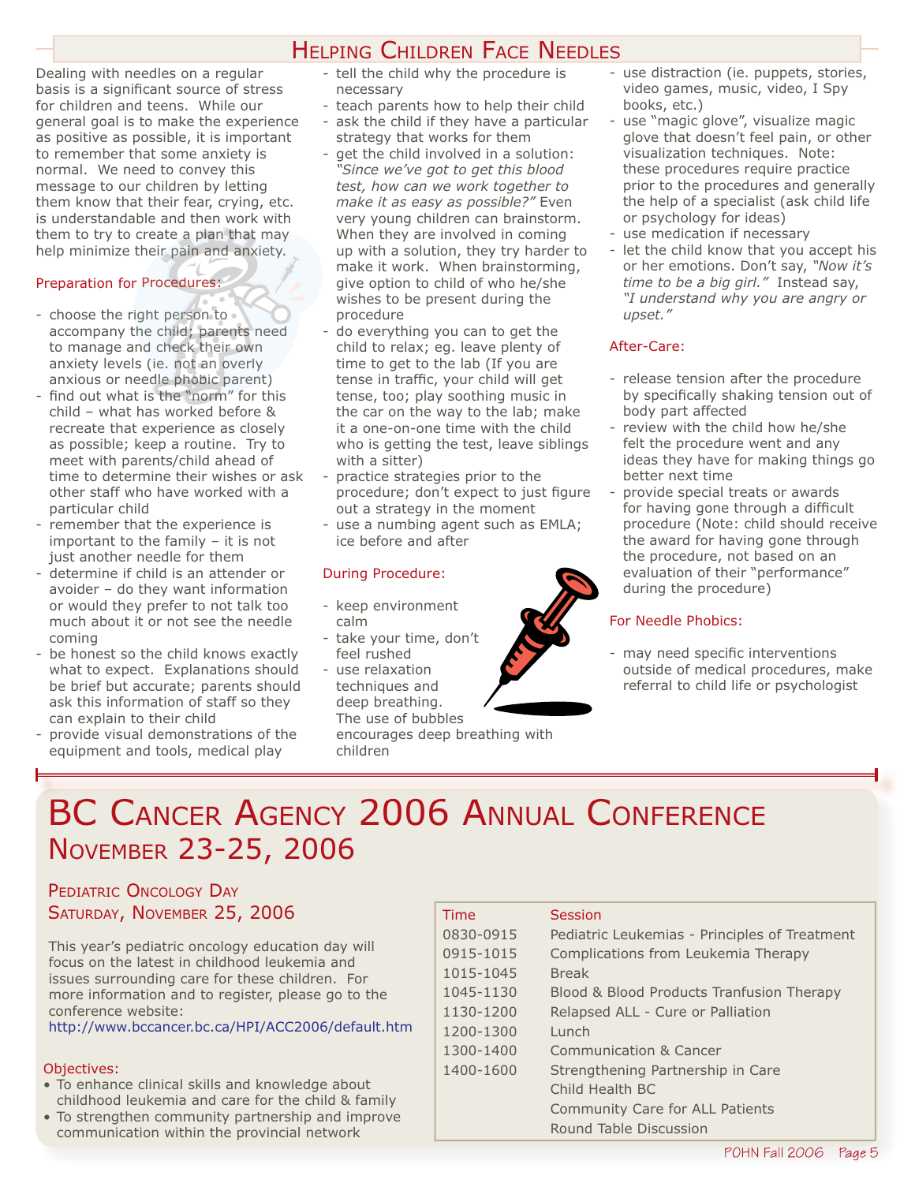# Helping Children Face Needles

Dealing with needles on a regular basis is a significant source of stress for children and teens. While our general goal is to make the experience as positive as possible, it is important to remember that some anxiety is normal. We need to convey this message to our children by letting them know that their fear, crying, etc. is understandable and then work with them to try to create a plan that may help minimize their pain and anxiety.

### Preparation for Procedures:

- choose the right person to accompany the child; parents need to manage and check their own anxiety levels (ie. not an overly anxious or needle phobic parent)
- find out what is the "norm" for this child – what has worked before & recreate that experience as closely as possible; keep a routine. Try to meet with parents/child ahead of time to determine their wishes or ask other staff who have worked with a particular child
- remember that the experience is important to the family – it is not just another needle for them
- determine if child is an attender or avoider – do they want information or would they prefer to not talk too much about it or not see the needle coming
- be honest so the child knows exactly what to expect. Explanations should be brief but accurate; parents should ask this information of staff so they can explain to their child
- provide visual demonstrations of the equipment and tools, medical play
- tell the child why the procedure is necessary
- teach parents how to help their child
- ask the child if they have a particular strategy that works for them
- get the child involved in a solution: *"Since we've got to get this blood test, how can we work together to make it as easy as possible?"* Even very young children can brainstorm. When they are involved in coming up with a solution, they try harder to make it work. When brainstorming, give option to child of who he/she wishes to be present during the procedure
- do everything you can to get the child to relax; eg. leave plenty of time to get to the lab (If you are tense in traffic, your child will get tense, too; play soothing music in the car on the way to the lab; make it a one-on-one time with the child who is getting the test, leave siblings with a sitter)
- practice strategies prior to the procedure; don't expect to just figure out a strategy in the moment
- use a numbing agent such as EMLA; ice before and after

### During Procedure:

- keep environment calm
- take your time, don't feel rushed
- use relaxation techniques and deep breathing. The use of bubbles encourages deep breathing with children
- use distraction (ie. puppets, stories, video games, music, video, I Spy books, etc.)
- use "magic glove", visualize magic glove that doesn't feel pain, or other visualization techniques. Note: these procedures require practice prior to the procedures and generally the help of a specialist (ask child life or psychology for ideas)
- use medication if necessary
- let the child know that you accept his or her emotions. Don't say, *"Now it's time to be a big girl."* Instead say, *"I understand why you are angry or upset."*

### After-Care:

- release tension after the procedure by specifically shaking tension out of body part affected
- review with the child how he/she felt the procedure went and any ideas they have for making things go better next time
- provide special treats or awards for having gone through a difficult procedure (Note: child should receive the award for having gone through the procedure, not based on an evaluation of their "performance" during the procedure)

### For Needle Phobics:

- may need specific interventions outside of medical procedures, make referral to child life or psychologist

# BC Cancer Agency 2006 Annual Conference
## November 23-25, 2006

### Pediatric Oncology Day
### Saturday, November 25, 2006

This year's pediatric oncology education day will focus on the latest in childhood leukemia and issues surrounding care for these children. For more information and to register, please go to the conference website:
http://www.bccancer.bc.ca/HPI/ACC2006/default.htm

Objectives:

- To enhance clinical skills and knowledge about childhood leukemia and care for the child & family
- To strengthen community partnership and improve communication within the provincial network

| Time | Session |
|---|---|
| 0830-0915 | Pediatric Leukemias - Principles of Treatment |
| 0915-1015 | Complications from Leukemia Therapy |
| 1015-1045 | Break |
| 1045-1130 | Blood & Blood Products Tranfusion Therapy |
| 1130-1200 | Relapsed ALL - Cure or Palliation |
| 1200-1300 | Lunch |
| 1300-1400 | Communication & Cancer |
| 1400-1600 | Strengthening Partnership in Care<br>Child Health BC<br>Community Care for ALL Patients<br>Round Table Discussion |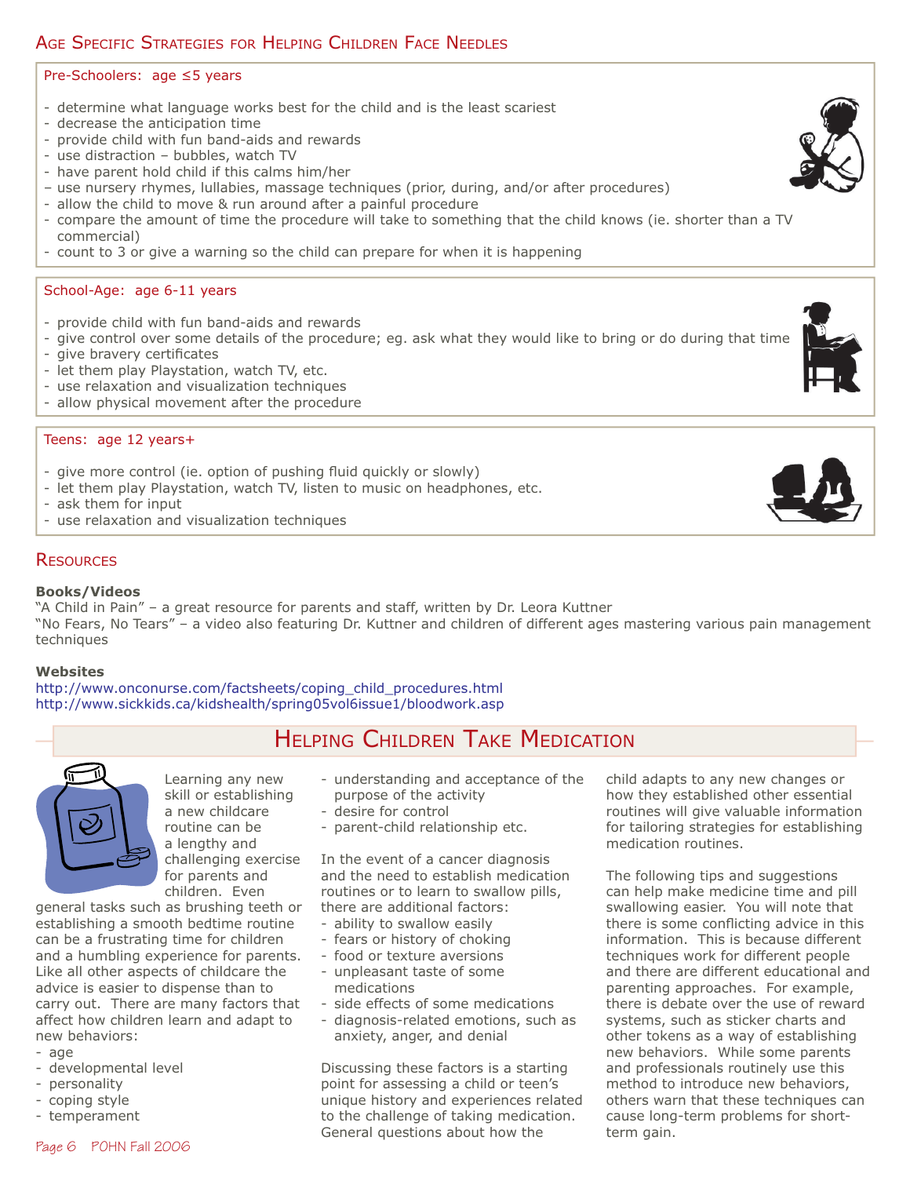## Age Specific Strategies for Helping Children Face Needles

### Pre-Schoolers: age ≤5 years

- determine what language works best for the child and is the least scariest
- decrease the anticipation time
- provide child with fun band-aids and rewards
- use distraction – bubbles, watch TV
- have parent hold child if this calms him/her
- use nursery rhymes, lullabies, massage techniques (prior, during, and/or after procedures)
- allow the child to move & run around after a painful procedure
- compare the amount of time the procedure will take to something that the child knows (ie. shorter than a TV commercial)
- count to 3 or give a warning so the child can prepare for when it is happening

### School-Age: age 6-11 years

- provide child with fun band-aids and rewards
- give control over some details of the procedure; eg. ask what they would like to bring or do during that time
- give bravery certificates
- let them play Playstation, watch TV, etc.
- use relaxation and visualization techniques
- allow physical movement after the procedure

### Teens: age 12 years+

- give more control (ie. option of pushing fluid quickly or slowly)
- let them play Playstation, watch TV, listen to music on headphones, etc.
- ask them for input
- use relaxation and visualization techniques

## Resources

**Books/Videos**

"A Child in Pain" – a great resource for parents and staff, written by Dr. Leora Kuttner

"No Fears, No Tears" – a video also featuring Dr. Kuttner and children of different ages mastering various pain management techniques

**Websites**

http://www.onconurse.com/factsheets/coping_child_procedures.html

http://www.sickkids.ca/kidshealth/spring05vol6issue1/bloodwork.asp

## Helping Children Take Medication

Learning any new skill or establishing a new childcare routine can be a lengthy and challenging exercise for parents and children. Even general tasks such as brushing teeth or establishing a smooth bedtime routine can be a frustrating time for children and a humbling experience for parents. Like all other aspects of childcare the advice is easier to dispense than to carry out. There are many factors that affect how children learn and adapt to new behaviors:

- age
- developmental level
- personality
- coping style
- temperament
- understanding and acceptance of the purpose of the activity
- desire for control
- parent-child relationship etc.

In the event of a cancer diagnosis and the need to establish medication routines or to learn to swallow pills, there are additional factors:

- ability to swallow easily
- fears or history of choking
- food or texture aversions
- unpleasant taste of some medications
- side effects of some medications
- diagnosis-related emotions, such as anxiety, anger, and denial

Discussing these factors is a starting point for assessing a child or teen's unique history and experiences related to the challenge of taking medication. General questions about how the child adapts to any new changes or how they established other essential routines will give valuable information for tailoring strategies for establishing medication routines.

The following tips and suggestions can help make medicine time and pill swallowing easier. You will note that there is some conflicting advice in this information. This is because different techniques work for different people and there are different educational and parenting approaches. For example, there is debate over the use of reward systems, such as sticker charts and other tokens as a way of establishing new behaviors. While some parents and professionals routinely use this method to introduce new behaviors, others warn that these techniques can cause long-term problems for short-term gain.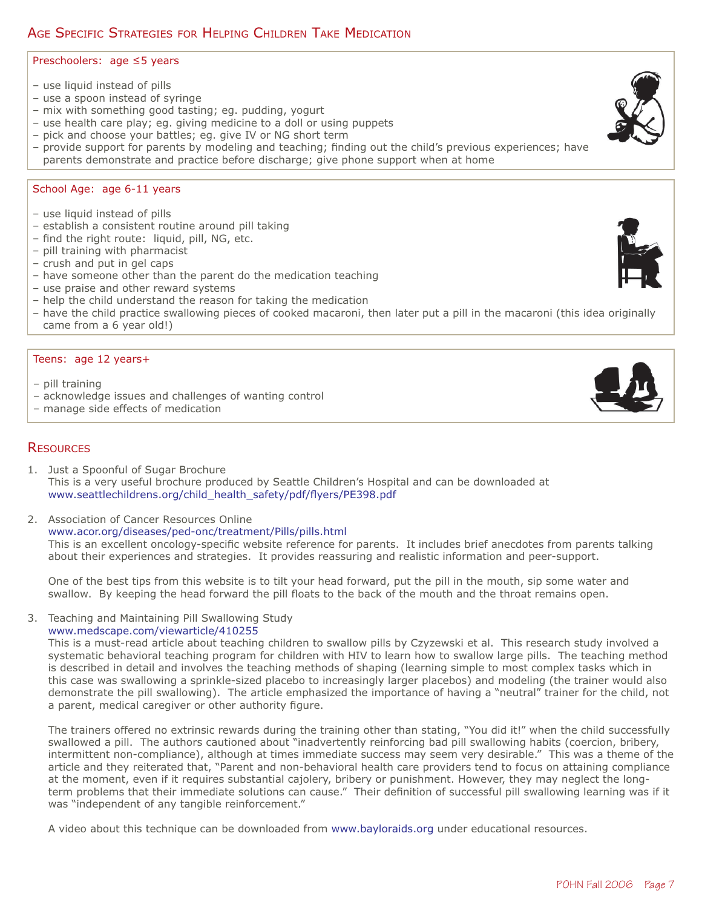## Age Specific Strategies for Helping Children Take Medication

### Preschoolers: age ≤5 years

- use liquid instead of pills
- use a spoon instead of syringe
- mix with something good tasting; eg. pudding, yogurt
- use health care play; eg. giving medicine to a doll or using puppets
- pick and choose your battles; eg. give IV or NG short term
- provide support for parents by modeling and teaching; finding out the child's previous experiences; have parents demonstrate and practice before discharge; give phone support when at home

### School Age: age 6-11 years

- use liquid instead of pills
- establish a consistent routine around pill taking
- find the right route: liquid, pill, NG, etc.
- pill training with pharmacist
- crush and put in gel caps
- have someone other than the parent do the medication teaching
- use praise and other reward systems
- help the child understand the reason for taking the medication
- have the child practice swallowing pieces of cooked macaroni, then later put a pill in the macaroni (this idea originally came from a 6 year old!)

### Teens: age 12 years+

- pill training
- acknowledge issues and challenges of wanting control
- manage side effects of medication

## Resources

1. Just a Spoonful of Sugar Brochure
   This is a very useful brochure produced by Seattle Children's Hospital and can be downloaded at www.seattlechildrens.org/child_health_safety/pdf/flyers/PE398.pdf

2. Association of Cancer Resources Online
   www.acor.org/diseases/ped-onc/treatment/Pills/pills.html
   This is an excellent oncology-specific website reference for parents. It includes brief anecdotes from parents talking about their experiences and strategies. It provides reassuring and realistic information and peer-support.

   One of the best tips from this website is to tilt your head forward, put the pill in the mouth, sip some water and swallow. By keeping the head forward the pill floats to the back of the mouth and the throat remains open.

3. Teaching and Maintaining Pill Swallowing Study
   www.medscape.com/viewarticle/410255
   This is a must-read article about teaching children to swallow pills by Czyzewski et al. This research study involved a systematic behavioral teaching program for children with HIV to learn how to swallow large pills. The teaching method is described in detail and involves the teaching methods of shaping (learning simple to most complex tasks which in this case was swallowing a sprinkle-sized placebo to increasingly larger placebos) and modeling (the trainer would also demonstrate the pill swallowing). The article emphasized the importance of having a "neutral" trainer for the child, not a parent, medical caregiver or other authority figure.

   The trainers offered no extrinsic rewards during the training other than stating, "You did it!" when the child successfully swallowed a pill. The authors cautioned about "inadvertently reinforcing bad pill swallowing habits (coercion, bribery, intermittent non-compliance), although at times immediate success may seem very desirable." This was a theme of the article and they reiterated that, "Parent and non-behavioral health care providers tend to focus on attaining compliance at the moment, even if it requires substantial cajolery, bribery or punishment. However, they may neglect the long-term problems that their immediate solutions can cause." Their definition of successful pill swallowing learning was if it was "independent of any tangible reinforcement."

   A video about this technique can be downloaded from www.bayloraids.org under educational resources.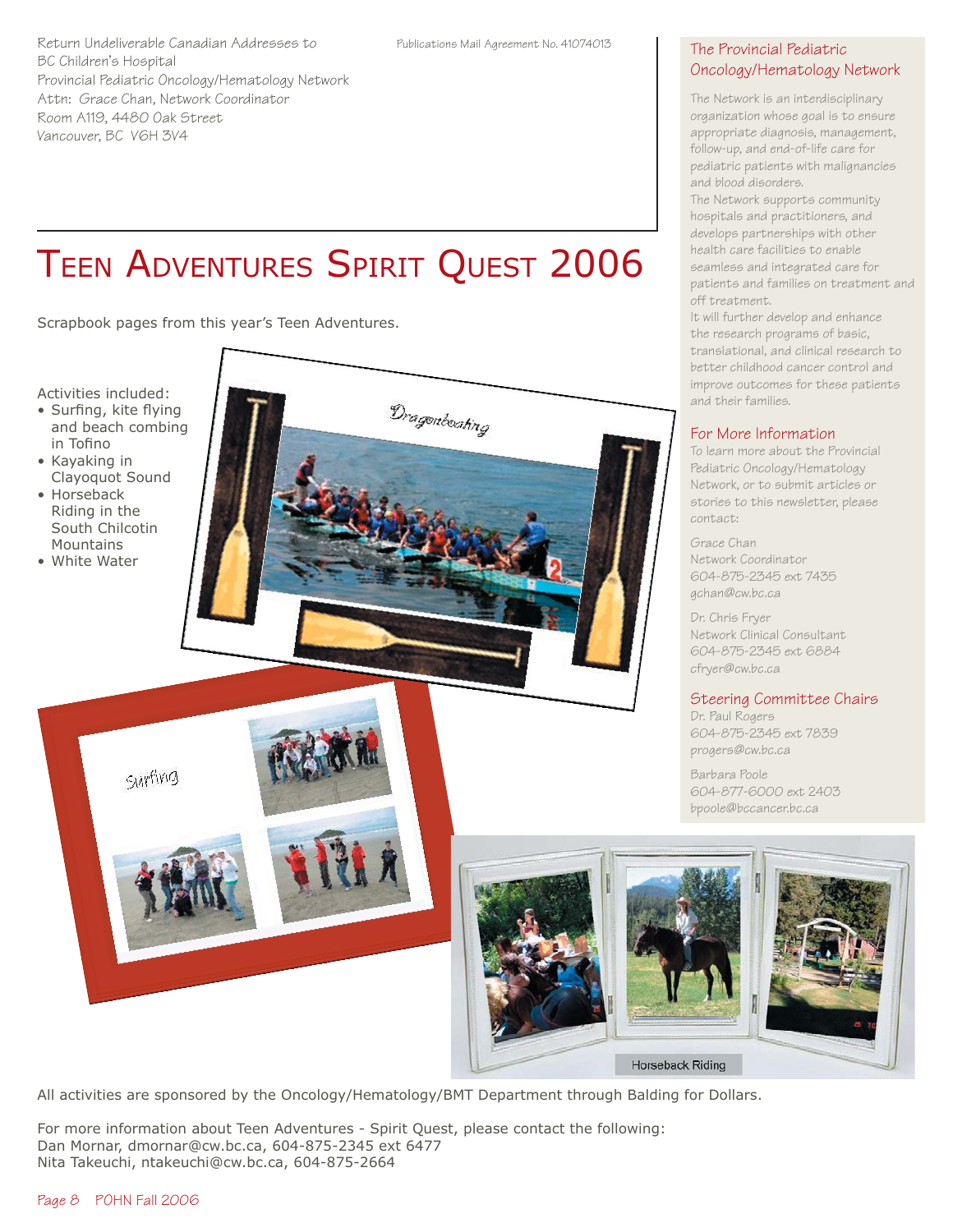Return Undeliverable Canadian Addresses to
BC Children's Hospital
Provincial Pediatric Oncology/Hematology Network
Attn: Grace Chan, Network Coordinator
Room A119, 4480 Oak Street
Vancouver, BC V6H 3V4

Publications Mail Agreement No. 41074013

# Teen Adventures Spirit Quest 2006

Scrapbook pages from this year's Teen Adventures.

Activities included:

- Surfing, kite flying and beach combing in Tofino
- Kayaking in Clayoquot Sound
- Horseback Riding in the South Chilcotin Mountains
- White Water

Dragonboating

Surfing

Horseback Riding

All activities are sponsored by the Oncology/Hematology/BMT Department through Balding for Dollars.

For more information about Teen Adventures - Spirit Quest, please contact the following:
Dan Mornar, dmornar@cw.bc.ca, 604-875-2345 ext 6477
Nita Takeuchi, ntakeuchi@cw.bc.ca, 604-875-2664

## The Provincial Pediatric Oncology/Hematology Network

The Network is an interdisciplinary organization whose goal is to ensure appropriate diagnosis, management, follow-up, and end-of-life care for pediatric patients with malignancies and blood disorders.

The Network supports community hospitals and practitioners, and develops partnerships with other health care facilities to enable seamless and integrated care for patients and families on treatment and off treatment.

It will further develop and enhance the research programs of basic, translational, and clinical research to better childhood cancer control and improve outcomes for these patients and their families.

## For More Information

To learn more about the Provincial Pediatric Oncology/Hematology Network, or to submit articles or stories to this newsletter, please contact:

Grace Chan
Network Coordinator
604-875-2345 ext 7435
gchan@cw.bc.ca

Dr. Chris Fryer
Network Clinical Consultant
604-875-2345 ext 6884
cfryer@cw.bc.ca

## Steering Committee Chairs

Dr. Paul Rogers
604-875-2345 ext 7839
progers@cw.bc.ca

Barbara Poole
604-877-6000 ext 2403
bpoole@bccancer.bc.ca